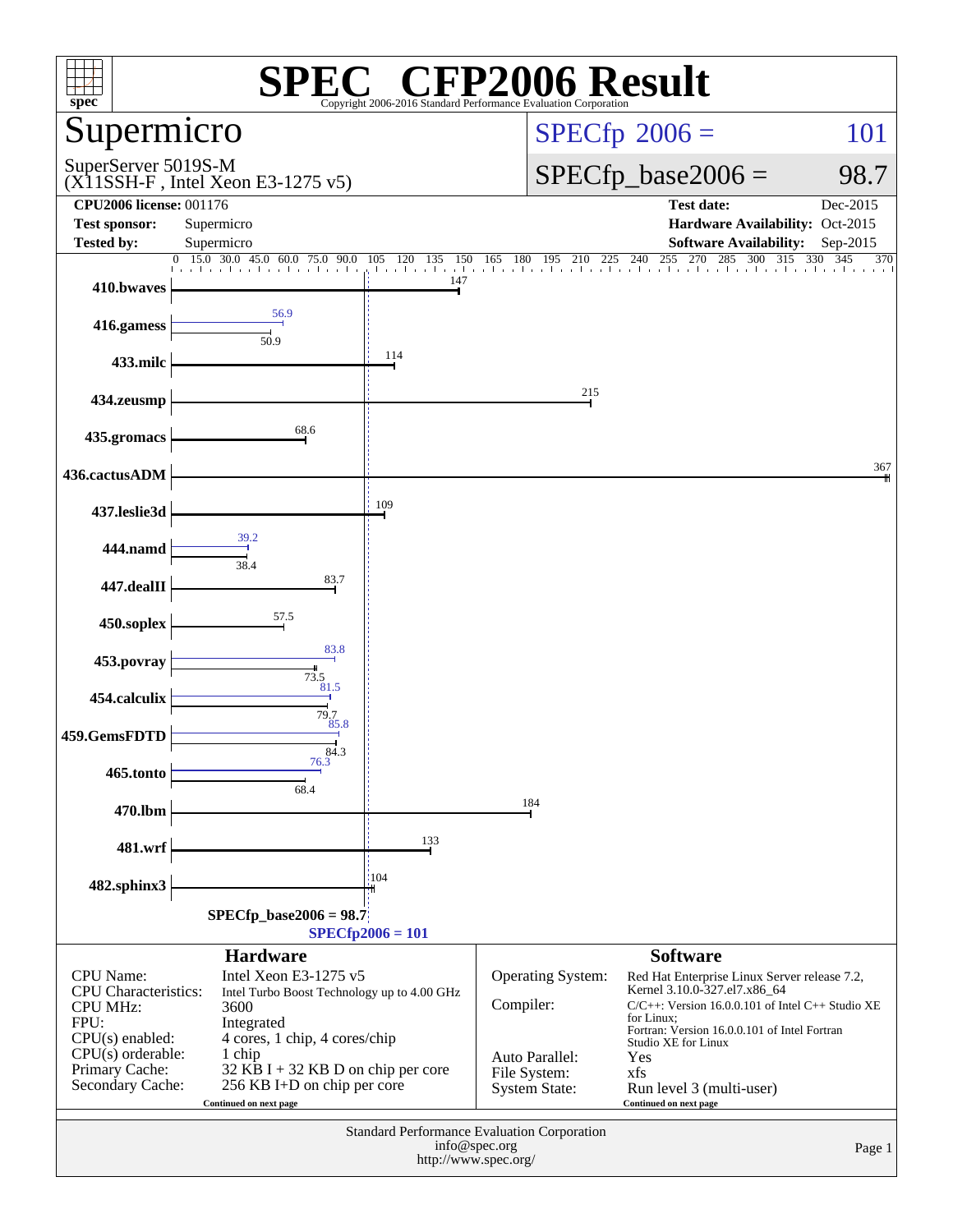# SPEC CFP2006 Result

Copyright 2006-2016 Standard Performance Evaluation Corporation

## Supermicro

SuperServer 5019S-M
(X11SSH-F , Intel Xeon E3-1275 v5)

SPECfp 2006 = 101

SPECfp_base2006 = 98.7

| | | | |
|---|---|---|---|
| **CPU2006 license:** 001176 | | **Test date:** | Dec-2015 |
| **Test sponsor:** | Supermicro | **Hardware Availability:** | Oct-2015 |
| **Tested by:** | Supermicro | **Software Availability:** | Sep-2015 |

| Benchmark | Peak | Base |
|---|---|---|
| 410.bwaves | | 147 |
| 416.gamess | 56.9 | 50.9 |
| 433.milc | | 114 |
| 434.zeusmp | | 215 |
| 435.gromacs | | 68.6 |
| 436.cactusADM | | 367 |
| 437.leslie3d | | 109 |
| 444.namd | 39.2 | 38.4 |
| 447.dealII | | 83.7 |
| 450.soplex | | 57.5 |
| 453.povray | 83.8 | 73.5 |
| 454.calculix | 81.5 | 79.7 |
| 459.GemsFDTD | 85.8 | 84.3 |
| 465.tonto | 76.3 | 68.4 |
| 470.lbm | | 184 |
| 481.wrf | | 133 |
| 482.sphinx3 | | 104 |

SPECfp_base2006 = 98.7

SPECfp2006 = 101

### Hardware

| | |
|---|---|
| CPU Name: | Intel Xeon E3-1275 v5 |
| CPU Characteristics: | Intel Turbo Boost Technology up to 4.00 GHz |
| CPU MHz: | 3600 |
| FPU: | Integrated |
| CPU(s) enabled: | 4 cores, 1 chip, 4 cores/chip |
| CPU(s) orderable: | 1 chip |
| Primary Cache: | 32 KB I + 32 KB D on chip per core |
| Secondary Cache: | 256 KB I+D on chip per core |

Continued on next page

### Software

| | |
|---|---|
| Operating System: | Red Hat Enterprise Linux Server release 7.2, Kernel 3.10.0-327.el7.x86_64 |
| Compiler: | C/C++: Version 16.0.0.101 of Intel C++ Studio XE for Linux; Fortran: Version 16.0.0.101 of Intel Fortran Studio XE for Linux |
| Auto Parallel: | Yes |
| File System: | xfs |
| System State: | Run level 3 (multi-user) |

Continued on next page

Standard Performance Evaluation Corporation
info@spec.org
http://www.spec.org/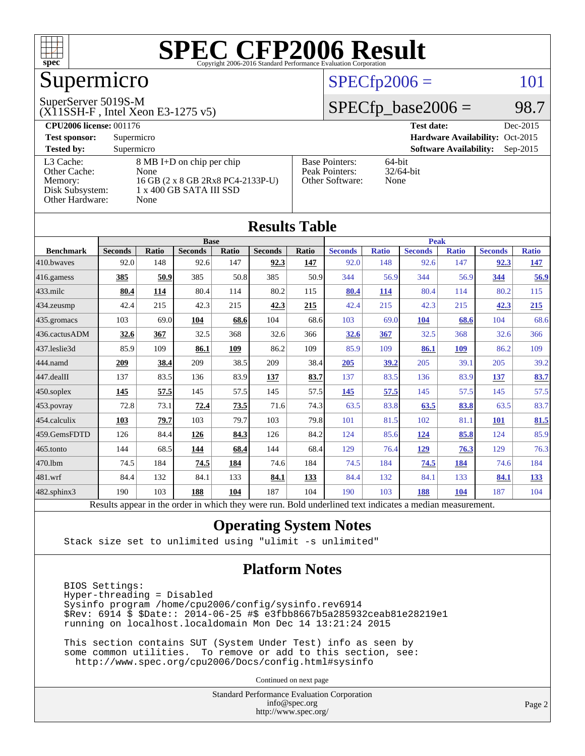# SPEC CFP2006 Result

Copyright 2006-2016 Standard Performance Evaluation Corporation

## Supermicro

SuperServer 5019S-M
(X11SSH-F , Intel Xeon E3-1275 v5)

SPECfp2006 = 101

SPECfp_base2006 = 98.7

| | | | |
|---|---|---|---|
| **CPU2006 license:** 001176 | | **Test date:** | Dec-2015 |
| **Test sponsor:** | Supermicro | **Hardware Availability:** | Oct-2015 |
| **Tested by:** | Supermicro | **Software Availability:** | Sep-2015 |

| | |
|---|---|
| L3 Cache: | 8 MB I+D on chip per chip |
| Other Cache: | None |
| Memory: | 16 GB (2 x 8 GB 2Rx8 PC4-2133P-U) |
| Disk Subsystem: | 1 x 400 GB SATA III SSD |
| Other Hardware: | None |

| | |
|---|---|
| Base Pointers: | 64-bit |
| Peak Pointers: | 32/64-bit |
| Other Software: | None |

## Results Table

| Benchmark | Base | | | | | | Peak | | | | | |
|---|---|---|---|---|---|---|---|---|---|---|---|---|
| | Seconds | Ratio | Seconds | Ratio | Seconds | Ratio | Seconds | Ratio | Seconds | Ratio | Seconds | Ratio |
| 410.bwaves | 92.0 | 148 | 92.6 | 147 | **92.3** | **147** | 92.0 | 148 | 92.6 | 147 | **92.3** | **147** |
| 416.gamess | **385** | **50.9** | 385 | 50.8 | 385 | 50.9 | 344 | 56.9 | 344 | 56.9 | **344** | **56.9** |
| 433.milc | **80.4** | **114** | 80.4 | 114 | 80.2 | 115 | **80.4** | **114** | 80.4 | 114 | 80.2 | 115 |
| 434.zeusmp | 42.4 | 215 | 42.3 | 215 | **42.3** | **215** | 42.4 | 215 | 42.3 | 215 | **42.3** | **215** |
| 435.gromacs | 103 | 69.0 | **104** | **68.6** | 104 | 68.6 | 103 | 69.0 | **104** | **68.6** | 104 | 68.6 |
| 436.cactusADM | **32.6** | **367** | 32.5 | 368 | 32.6 | 366 | **32.6** | **367** | 32.5 | 368 | 32.6 | 366 |
| 437.leslie3d | 85.9 | 109 | **86.1** | **109** | 86.2 | 109 | 85.9 | 109 | **86.1** | **109** | 86.2 | 109 |
| 444.namd | **209** | **38.4** | 209 | 38.5 | 209 | 38.4 | **205** | **39.2** | 205 | 39.1 | 205 | 39.2 |
| 447.dealII | 137 | 83.5 | 136 | 83.9 | **137** | **83.7** | 137 | 83.5 | 136 | 83.9 | **137** | **83.7** |
| 450.soplex | **145** | **57.5** | 145 | 57.5 | 145 | 57.5 | **145** | **57.5** | 145 | 57.5 | 145 | 57.5 |
| 453.povray | 72.8 | 73.1 | **72.4** | **73.5** | 71.6 | 74.3 | 63.5 | 83.8 | **63.5** | **83.8** | 63.5 | 83.7 |
| 454.calculix | **103** | **79.7** | 103 | 79.7 | 103 | 79.8 | 101 | 81.5 | 102 | 81.1 | **101** | **81.5** |
| 459.GemsFDTD | 126 | 84.4 | **126** | **84.3** | 126 | 84.2 | 124 | 85.6 | **124** | **85.8** | 124 | 85.9 |
| 465.tonto | 144 | 68.5 | **144** | **68.4** | 144 | 68.4 | 129 | 76.4 | **129** | **76.3** | 129 | 76.3 |
| 470.lbm | 74.5 | 184 | **74.5** | **184** | 74.6 | 184 | 74.5 | 184 | **74.5** | **184** | 74.6 | 184 |
| 481.wrf | 84.4 | 132 | 84.1 | 133 | **84.1** | **133** | 84.4 | 132 | 84.1 | 133 | **84.1** | **133** |
| 482.sphinx3 | 190 | 103 | **188** | **104** | 187 | 104 | 190 | 103 | **188** | **104** | 187 | 104 |

Results appear in the order in which they were run. Bold underlined text indicates a median measurement.

## Operating System Notes

```
Stack size set to unlimited using "ulimit -s unlimited"
```

## Platform Notes

```
BIOS Settings:
Hyper-threading = Disabled
Sysinfo program /home/cpu2006/config/sysinfo.rev6914
$Rev: 6914 $ $Date:: 2014-06-25 #$ e3fbb8667b5a285932ceab81e28219e1
running on localhost.localdomain Mon Dec 14 13:21:24 2015

This section contains SUT (System Under Test) info as seen by
some common utilities.  To remove or add to this section, see:
  http://www.spec.org/cpu2006/Docs/config.html#sysinfo
```

Continued on next page

Standard Performance Evaluation Corporation
info@spec.org
http://www.spec.org/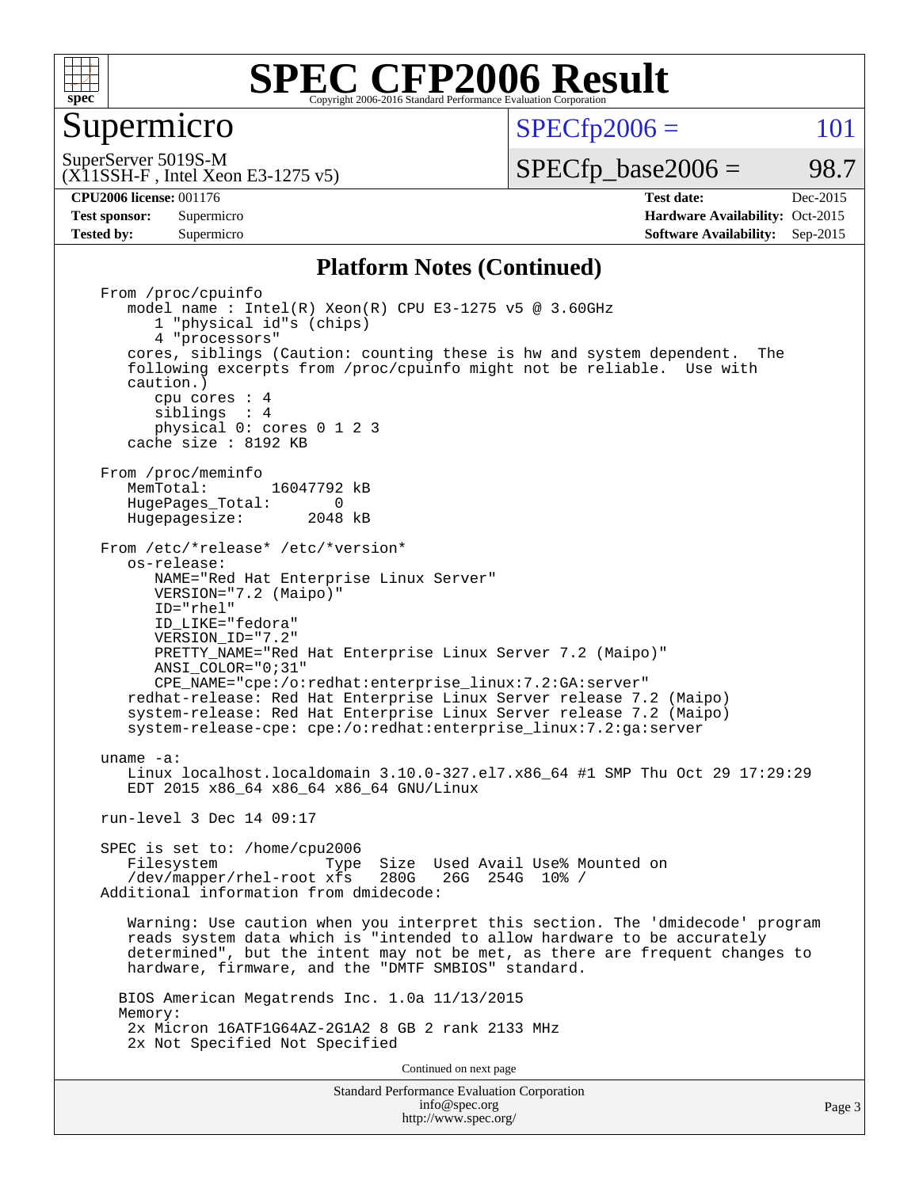## Platform Notes (Continued)

```
From /proc/cpuinfo
   model name : Intel(R) Xeon(R) CPU E3-1275 v5 @ 3.60GHz
      1 "physical id"s (chips)
      4 "processors"
   cores, siblings (Caution: counting these is hw and system dependent.  The
   following excerpts from /proc/cpuinfo might not be reliable.  Use with
   caution.)
      cpu cores : 4
      siblings  : 4
      physical 0: cores 0 1 2 3
   cache size : 8192 KB

From /proc/meminfo
   MemTotal:       16047792 kB
   HugePages_Total:       0
   Hugepagesize:       2048 kB

From /etc/*release* /etc/*version*
   os-release:
      NAME="Red Hat Enterprise Linux Server"
      VERSION="7.2 (Maipo)"
      ID="rhel"
      ID_LIKE="fedora"
      VERSION_ID="7.2"
      PRETTY_NAME="Red Hat Enterprise Linux Server 7.2 (Maipo)"
      ANSI_COLOR="0;31"
      CPE_NAME="cpe:/o:redhat:enterprise_linux:7.2:GA:server"
   redhat-release: Red Hat Enterprise Linux Server release 7.2 (Maipo)
   system-release: Red Hat Enterprise Linux Server release 7.2 (Maipo)
   system-release-cpe: cpe:/o:redhat:enterprise_linux:7.2:ga:server

uname -a:
   Linux localhost.localdomain 3.10.0-327.el7.x86_64 #1 SMP Thu Oct 29 17:29:29
   EDT 2015 x86_64 x86_64 x86_64 GNU/Linux

run-level 3 Dec 14 09:17

SPEC is set to: /home/cpu2006
   Filesystem            Type  Size  Used Avail Use% Mounted on
   /dev/mapper/rhel-root xfs   280G   26G  254G  10% /
Additional information from dmidecode:

   Warning: Use caution when you interpret this section. The 'dmidecode' program
   reads system data which is "intended to allow hardware to be accurately
   determined", but the intent may not be met, as there are frequent changes to
   hardware, firmware, and the "DMTF SMBIOS" standard.

  BIOS American Megatrends Inc. 1.0a 11/13/2015
  Memory:
   2x Micron 16ATF1G64AZ-2G1A2 8 GB 2 rank 2133 MHz
   2x Not Specified Not Specified
```

Continued on next page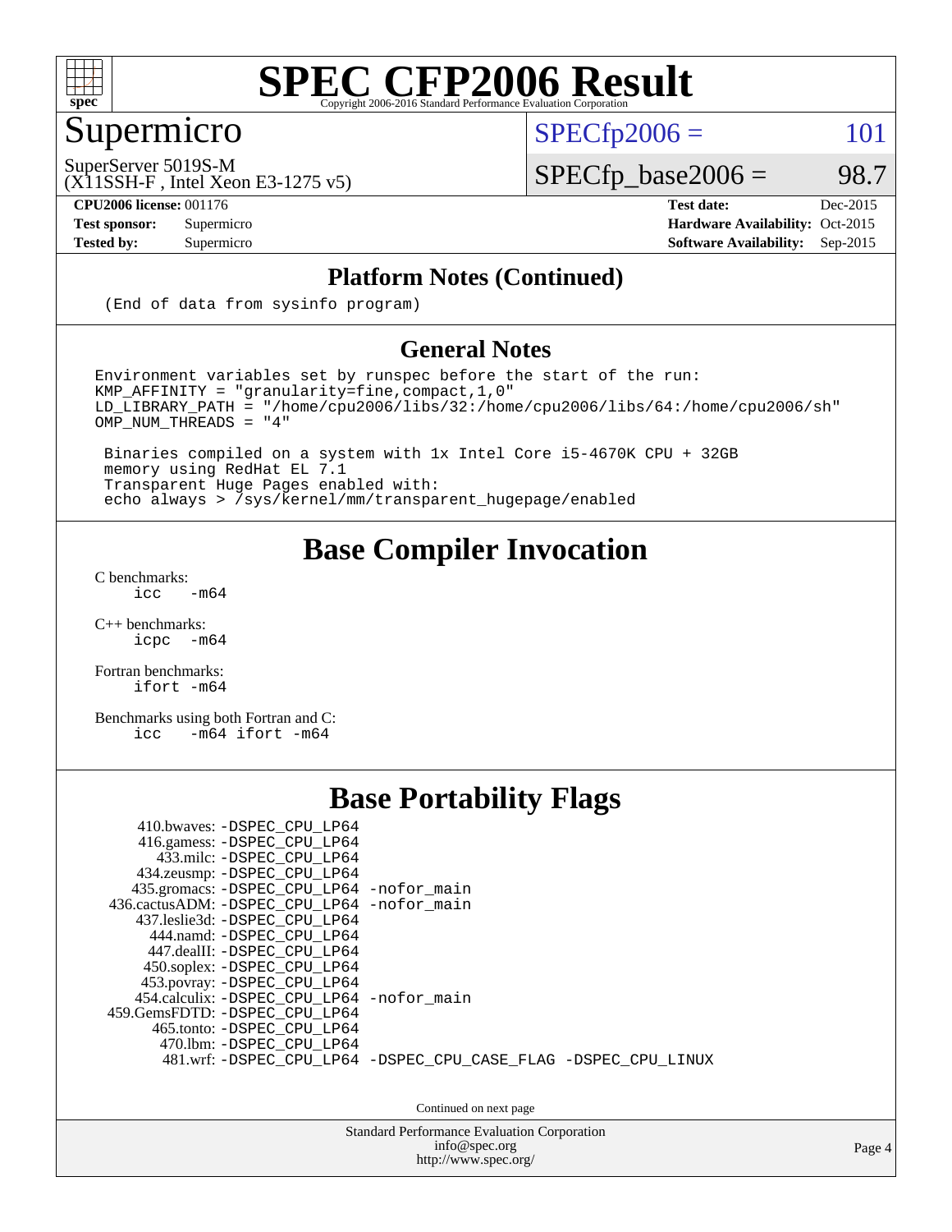# SPEC CFP2006 Result

## Supermicro

SuperServer 5019S-M
(X11SSH-F , Intel Xeon E3-1275 v5)

SPECfp2006 = 101

SPECfp_base2006 = 98.7

**CPU2006 license:** 001176
**Test sponsor:** Supermicro
**Tested by:** Supermicro

**Test date:** Dec-2015
**Hardware Availability:** Oct-2015
**Software Availability:** Sep-2015

### Platform Notes (Continued)

```
(End of data from sysinfo program)
```

### General Notes

```
Environment variables set by runspec before the start of the run:
KMP_AFFINITY = "granularity=fine,compact,1,0"
LD_LIBRARY_PATH = "/home/cpu2006/libs/32:/home/cpu2006/libs/64:/home/cpu2006/sh"
OMP_NUM_THREADS = "4"

 Binaries compiled on a system with 1x Intel Core i5-4670K CPU + 32GB
 memory using RedHat EL 7.1
 Transparent Huge Pages enabled with:
 echo always > /sys/kernel/mm/transparent_hugepage/enabled
```

## Base Compiler Invocation

C benchmarks:
    icc   -m64

C++ benchmarks:
    icpc  -m64

Fortran benchmarks:
    ifort -m64

Benchmarks using both Fortran and C:
    icc   -m64 ifort -m64

## Base Portability Flags

410.bwaves: -DSPEC_CPU_LP64
416.gamess: -DSPEC_CPU_LP64
433.milc: -DSPEC_CPU_LP64
434.zeusmp: -DSPEC_CPU_LP64
435.gromacs: -DSPEC_CPU_LP64 -nofor_main
436.cactusADM: -DSPEC_CPU_LP64 -nofor_main
437.leslie3d: -DSPEC_CPU_LP64
444.namd: -DSPEC_CPU_LP64
447.dealII: -DSPEC_CPU_LP64
450.soplex: -DSPEC_CPU_LP64
453.povray: -DSPEC_CPU_LP64
454.calculix: -DSPEC_CPU_LP64 -nofor_main
459.GemsFDTD: -DSPEC_CPU_LP64
465.tonto: -DSPEC_CPU_LP64
470.lbm: -DSPEC_CPU_LP64
481.wrf: -DSPEC_CPU_LP64 -DSPEC_CPU_CASE_FLAG -DSPEC_CPU_LINUX

Continued on next page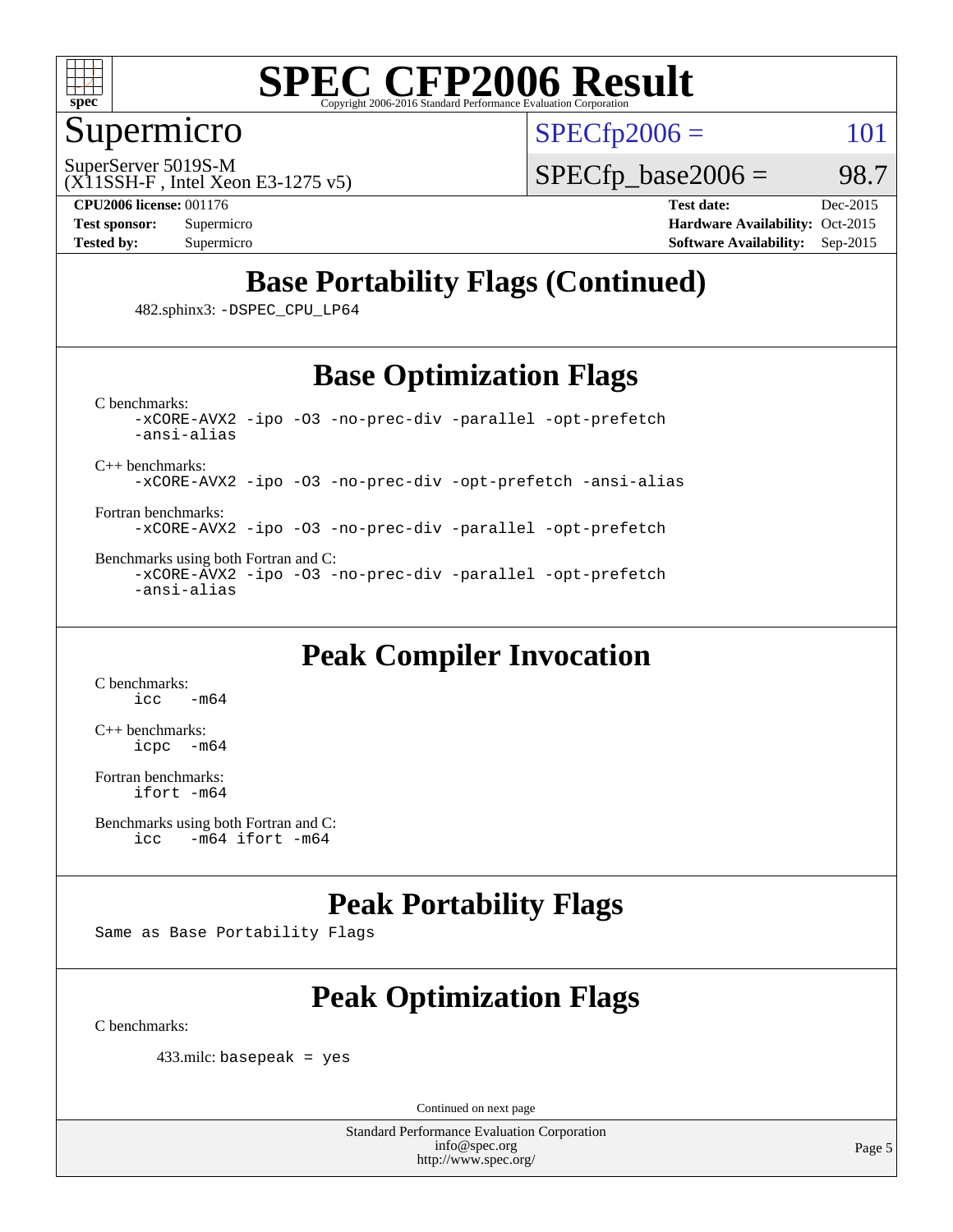# SPEC CFP2006 Result

Copyright 2006-2016 Standard Performance Evaluation Corporation

## Supermicro

SuperServer 5019S-M
(X11SSH-F , Intel Xeon E3-1275 v5)

SPECfp2006 = 101

SPECfp_base2006 = 98.7

**CPU2006 license:** 001176
**Test sponsor:** Supermicro
**Tested by:** Supermicro

**Test date:** Dec-2015
**Hardware Availability:** Oct-2015
**Software Availability:** Sep-2015

## Base Portability Flags (Continued)

482.sphinx3: `-DSPEC_CPU_LP64`

## Base Optimization Flags

C benchmarks:
```
-xCORE-AVX2 -ipo -O3 -no-prec-div -parallel -opt-prefetch
-ansi-alias
```

C++ benchmarks:
```
-xCORE-AVX2 -ipo -O3 -no-prec-div -opt-prefetch -ansi-alias
```

Fortran benchmarks:
```
-xCORE-AVX2 -ipo -O3 -no-prec-div -parallel -opt-prefetch
```

Benchmarks using both Fortran and C:
```
-xCORE-AVX2 -ipo -O3 -no-prec-div -parallel -opt-prefetch
-ansi-alias
```

## Peak Compiler Invocation

C benchmarks:
```
icc   -m64
```

C++ benchmarks:
```
icpc  -m64
```

Fortran benchmarks:
```
ifort -m64
```

Benchmarks using both Fortran and C:
```
icc   -m64 ifort -m64
```

## Peak Portability Flags

Same as Base Portability Flags

## Peak Optimization Flags

C benchmarks:

433.milc: `basepeak = yes`

Continued on next page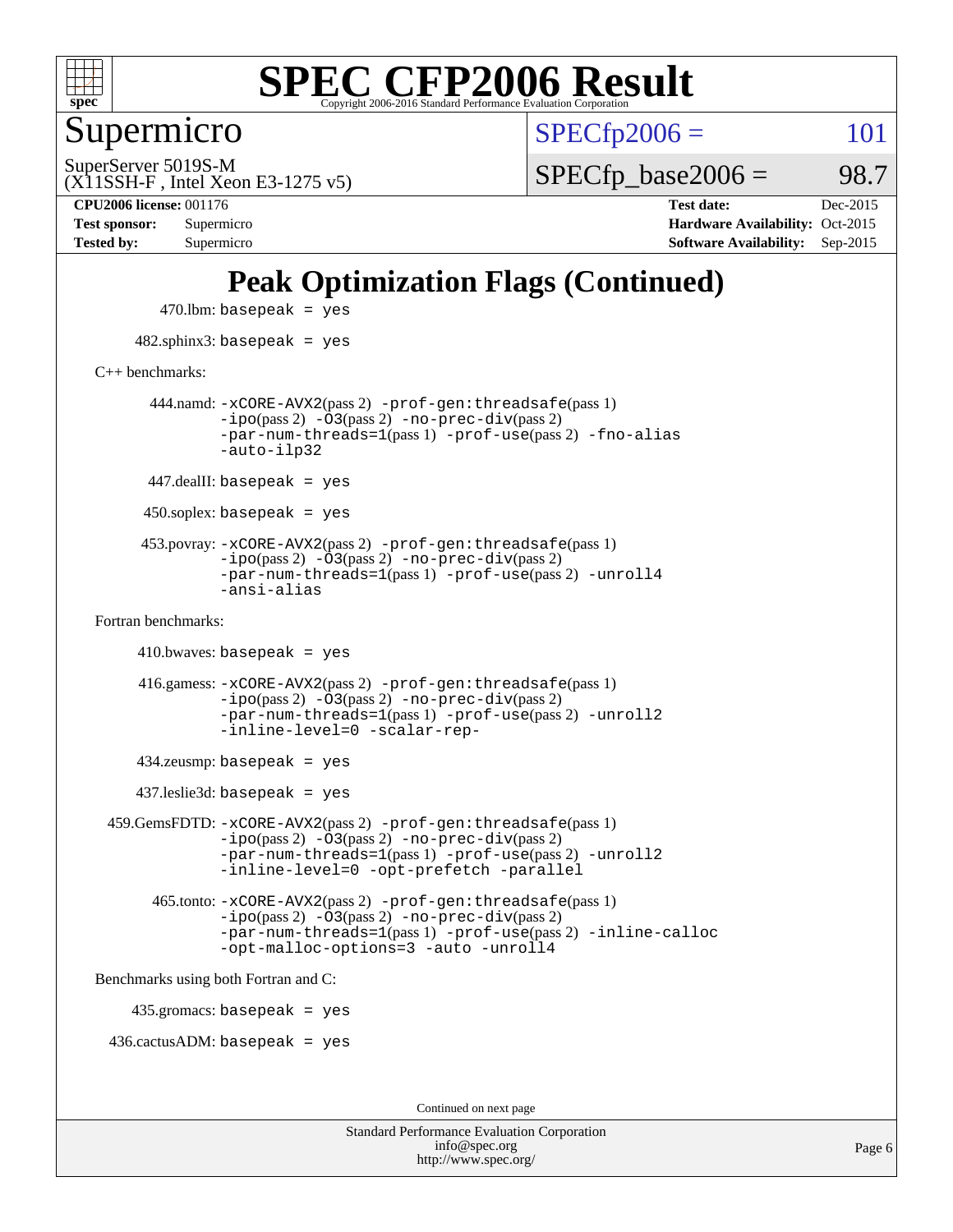# Peak Optimization Flags (Continued)

470.lbm: `basepeak = yes`

482.sphinx3: `basepeak = yes`

C++ benchmarks:

444.namd: `-xCORE-AVX2`(pass 2) `-prof-gen:threadsafe`(pass 1) `-ipo`(pass 2) `-O3`(pass 2) `-no-prec-div`(pass 2) `-par-num-threads=1`(pass 1) `-prof-use`(pass 2) `-fno-alias` `-auto-ilp32`

447.dealII: `basepeak = yes`

450.soplex: `basepeak = yes`

453.povray: `-xCORE-AVX2`(pass 2) `-prof-gen:threadsafe`(pass 1) `-ipo`(pass 2) `-O3`(pass 2) `-no-prec-div`(pass 2) `-par-num-threads=1`(pass 1) `-prof-use`(pass 2) `-unroll4` `-ansi-alias`

Fortran benchmarks:

410.bwaves: `basepeak = yes`

416.gamess: `-xCORE-AVX2`(pass 2) `-prof-gen:threadsafe`(pass 1) `-ipo`(pass 2) `-O3`(pass 2) `-no-prec-div`(pass 2) `-par-num-threads=1`(pass 1) `-prof-use`(pass 2) `-unroll2` `-inline-level=0` `-scalar-rep-`

434.zeusmp: `basepeak = yes`

437.leslie3d: `basepeak = yes`

459.GemsFDTD: `-xCORE-AVX2`(pass 2) `-prof-gen:threadsafe`(pass 1) `-ipo`(pass 2) `-O3`(pass 2) `-no-prec-div`(pass 2) `-par-num-threads=1`(pass 1) `-prof-use`(pass 2) `-unroll2` `-inline-level=0` `-opt-prefetch` `-parallel`

465.tonto: `-xCORE-AVX2`(pass 2) `-prof-gen:threadsafe`(pass 1) `-ipo`(pass 2) `-O3`(pass 2) `-no-prec-div`(pass 2) `-par-num-threads=1`(pass 1) `-prof-use`(pass 2) `-inline-calloc` `-opt-malloc-options=3` `-auto` `-unroll4`

Benchmarks using both Fortran and C:

435.gromacs: `basepeak = yes`

436.cactusADM: `basepeak = yes`

Continued on next page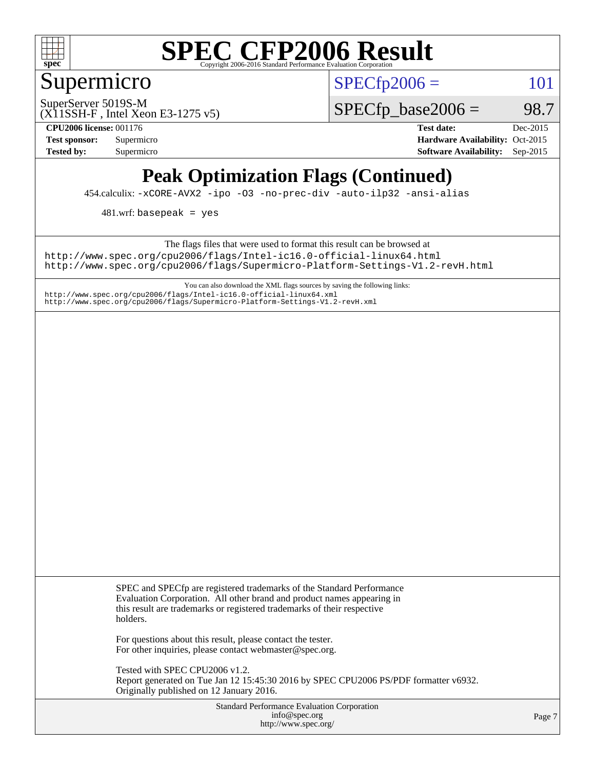# Peak Optimization Flags (Continued)

454.calculix: -xCORE-AVX2 -ipo -O3 -no-prec-div -auto-ilp32 -ansi-alias

481.wrf: basepeak = yes

The flags files that were used to format this result can be browsed at
http://www.spec.org/cpu2006/flags/Intel-ic16.0-official-linux64.html
http://www.spec.org/cpu2006/flags/Supermicro-Platform-Settings-V1.2-revH.html

You can also download the XML flags sources by saving the following links:
http://www.spec.org/cpu2006/flags/Intel-ic16.0-official-linux64.xml
http://www.spec.org/cpu2006/flags/Supermicro-Platform-Settings-V1.2-revH.xml

SPEC and SPECfp are registered trademarks of the Standard Performance Evaluation Corporation. All other brand and product names appearing in this result are trademarks or registered trademarks of their respective holders.

For questions about this result, please contact the tester.
For other inquiries, please contact webmaster@spec.org.

Tested with SPEC CPU2006 v1.2.
Report generated on Tue Jan 12 15:45:30 2016 by SPEC CPU2006 PS/PDF formatter v6932.
Originally published on 12 January 2016.